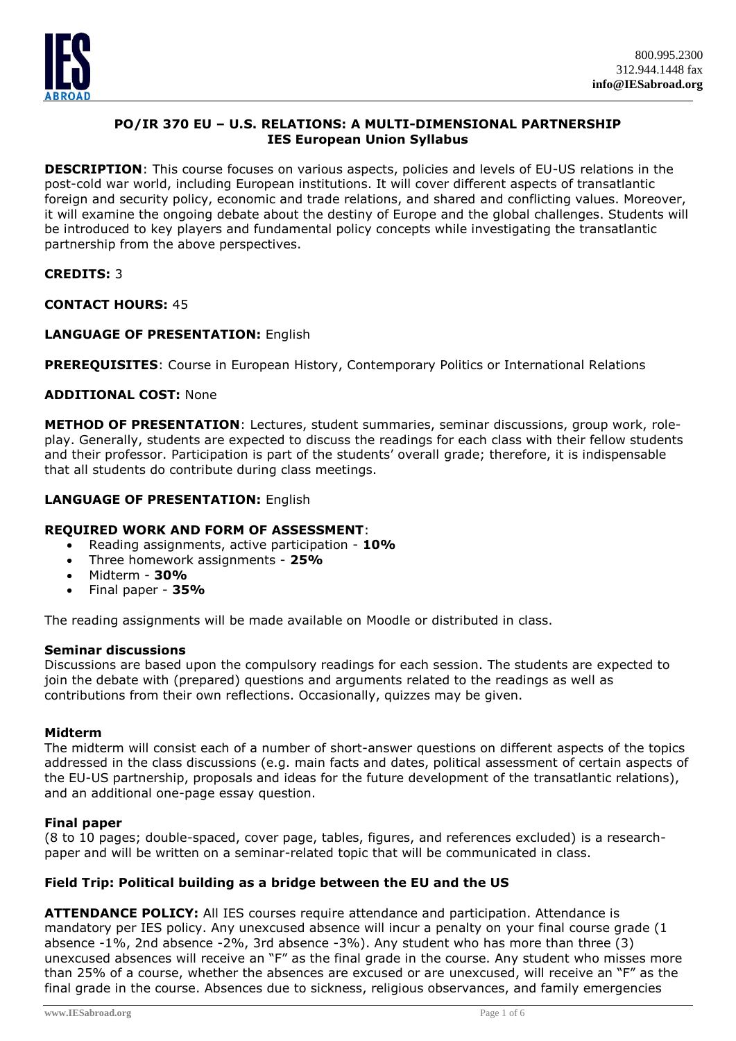## PO/IR 370 EU – U.S. RELATIONS: A MULTI-DIMENSIONAL PARTNERSHIP
## IES European Union Syllabus

**DESCRIPTION**: This course focuses on various aspects, policies and levels of EU-US relations in the post-cold war world, including European institutions. It will cover different aspects of transatlantic foreign and security policy, economic and trade relations, and shared and conflicting values. Moreover, it will examine the ongoing debate about the destiny of Europe and the global challenges. Students will be introduced to key players and fundamental policy concepts while investigating the transatlantic partnership from the above perspectives.

**CREDITS:** 3

**CONTACT HOURS:** 45

**LANGUAGE OF PRESENTATION:** English

**PREREQUISITES**: Course in European History, Contemporary Politics or International Relations

**ADDITIONAL COST:** None

**METHOD OF PRESENTATION**: Lectures, student summaries, seminar discussions, group work, role-play. Generally, students are expected to discuss the readings for each class with their fellow students and their professor. Participation is part of the students' overall grade; therefore, it is indispensable that all students do contribute during class meetings.

**LANGUAGE OF PRESENTATION:** English

**REQUIRED WORK AND FORM OF ASSESSMENT**:

- Reading assignments, active participation - **10%**
- Three homework assignments - **25%**
- Midterm - **30%**
- Final paper - **35%**

The reading assignments will be made available on Moodle or distributed in class.

**Seminar discussions**

Discussions are based upon the compulsory readings for each session. The students are expected to join the debate with (prepared) questions and arguments related to the readings as well as contributions from their own reflections. Occasionally, quizzes may be given.

**Midterm**

The midterm will consist each of a number of short-answer questions on different aspects of the topics addressed in the class discussions (e.g. main facts and dates, political assessment of certain aspects of the EU-US partnership, proposals and ideas for the future development of the transatlantic relations), and an additional one-page essay question.

**Final paper**

(8 to 10 pages; double-spaced, cover page, tables, figures, and references excluded) is a research-paper and will be written on a seminar-related topic that will be communicated in class.

**Field Trip: Political building as a bridge between the EU and the US**

**ATTENDANCE POLICY:** All IES courses require attendance and participation. Attendance is mandatory per IES policy. Any unexcused absence will incur a penalty on your final course grade (1 absence -1%, 2nd absence -2%, 3rd absence -3%). Any student who has more than three (3) unexcused absences will receive an "F" as the final grade in the course. Any student who misses more than 25% of a course, whether the absences are excused or are unexcused, will receive an "F" as the final grade in the course. Absences due to sickness, religious observances, and family emergencies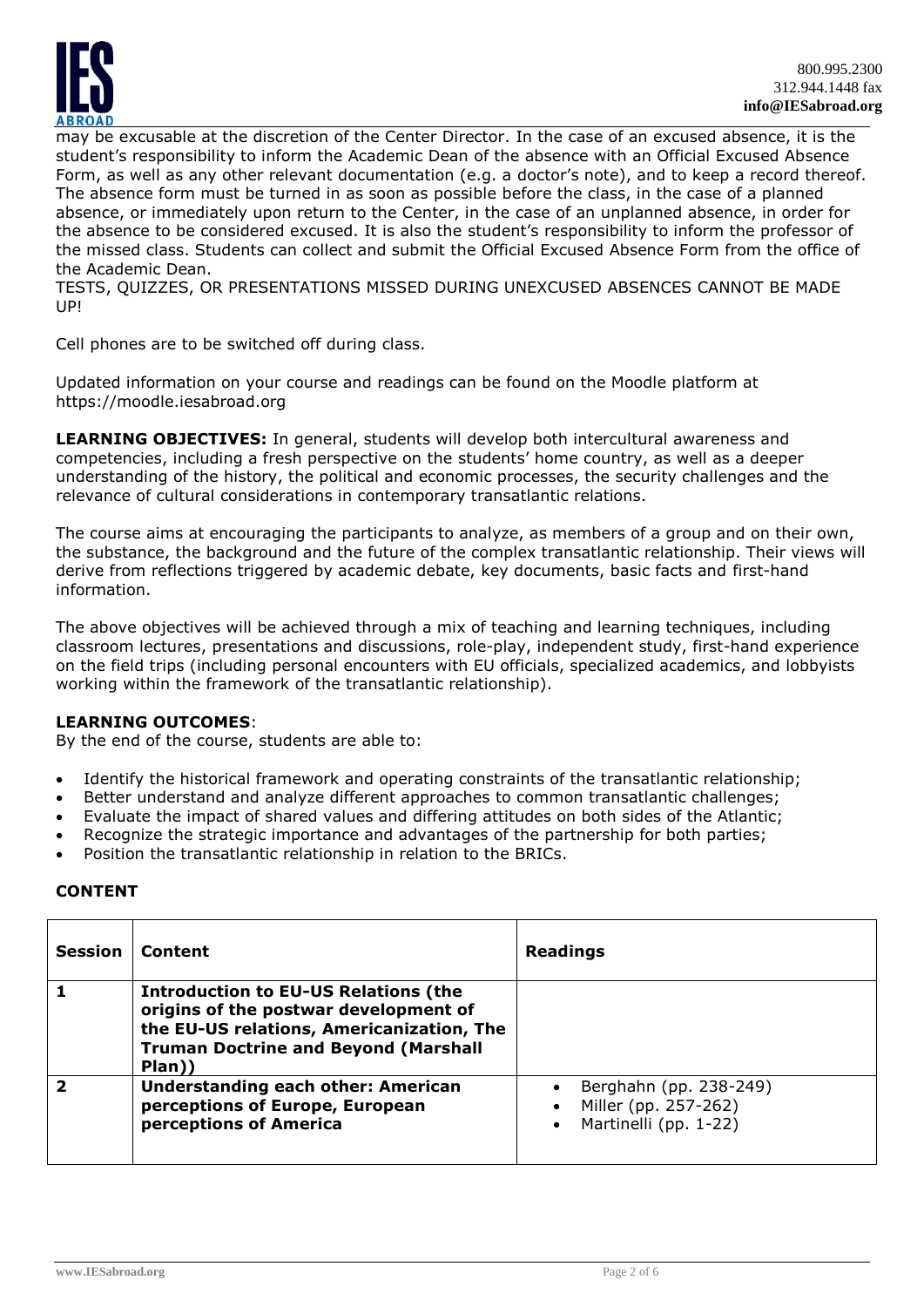may be excusable at the discretion of the Center Director. In the case of an excused absence, it is the student's responsibility to inform the Academic Dean of the absence with an Official Excused Absence Form, as well as any other relevant documentation (e.g. a doctor's note), and to keep a record thereof. The absence form must be turned in as soon as possible before the class, in the case of a planned absence, or immediately upon return to the Center, in the case of an unplanned absence, in order for the absence to be considered excused. It is also the student's responsibility to inform the professor of the missed class. Students can collect and submit the Official Excused Absence Form from the office of the Academic Dean.

TESTS, QUIZZES, OR PRESENTATIONS MISSED DURING UNEXCUSED ABSENCES CANNOT BE MADE UP!

Cell phones are to be switched off during class.

Updated information on your course and readings can be found on the Moodle platform at https://moodle.iesabroad.org

**LEARNING OBJECTIVES:** In general, students will develop both intercultural awareness and competencies, including a fresh perspective on the students' home country, as well as a deeper understanding of the history, the political and economic processes, the security challenges and the relevance of cultural considerations in contemporary transatlantic relations.

The course aims at encouraging the participants to analyze, as members of a group and on their own, the substance, the background and the future of the complex transatlantic relationship. Their views will derive from reflections triggered by academic debate, key documents, basic facts and first-hand information.

The above objectives will be achieved through a mix of teaching and learning techniques, including classroom lectures, presentations and discussions, role-play, independent study, first-hand experience on the field trips (including personal encounters with EU officials, specialized academics, and lobbyists working within the framework of the transatlantic relationship).

**LEARNING OUTCOMES**:

By the end of the course, students are able to:

- Identify the historical framework and operating constraints of the transatlantic relationship;
- Better understand and analyze different approaches to common transatlantic challenges;
- Evaluate the impact of shared values and differing attitudes on both sides of the Atlantic;
- Recognize the strategic importance and advantages of the partnership for both parties;
- Position the transatlantic relationship in relation to the BRICs.

## CONTENT

| Session | Content | Readings |
|---|---|---|
| **1** | **Introduction to EU-US Relations (the origins of the postwar development of the EU-US relations, Americanization, The Truman Doctrine and Beyond (Marshall Plan))** | |
| **2** | **Understanding each other: American perceptions of Europe, European perceptions of America** | • Berghahn (pp. 238-249)<br>• Miller (pp. 257-262)<br>• Martinelli (pp. 1-22) |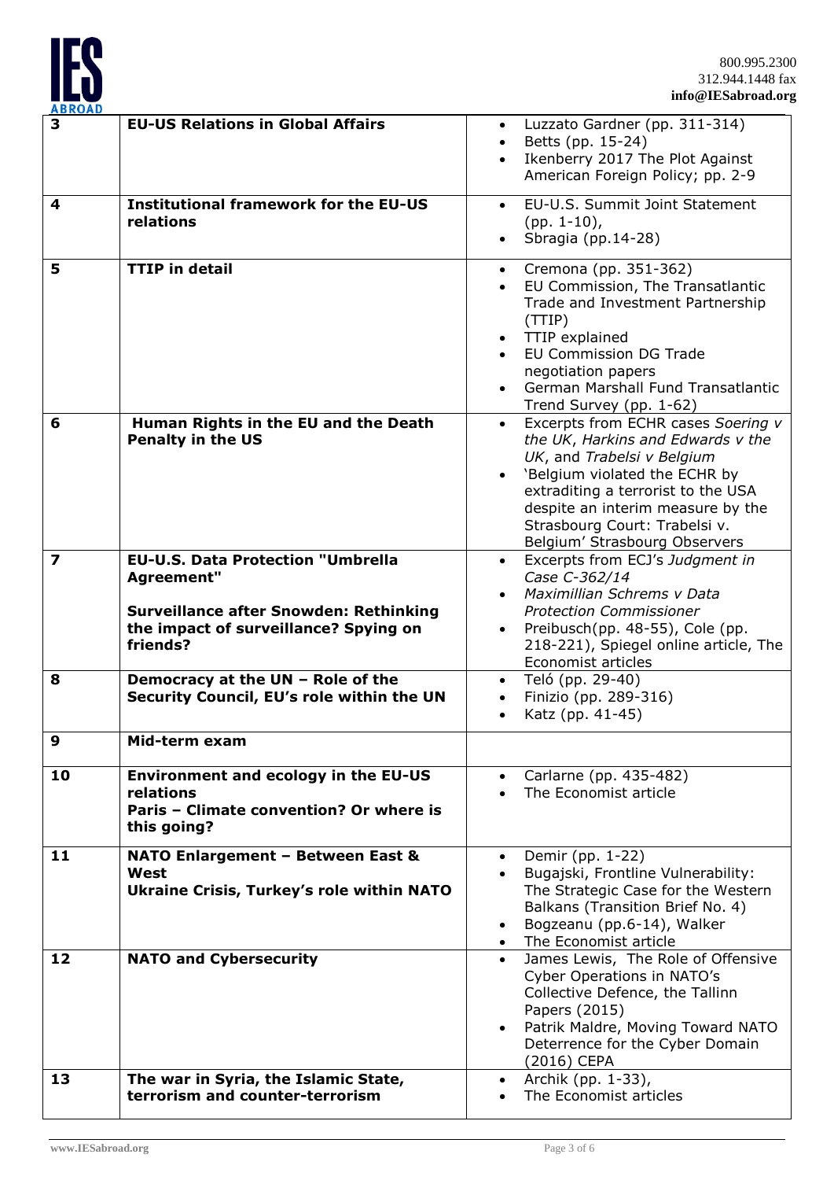| | | |
|---|---|---|
| **3** | **EU-US Relations in Global Affairs** | • Luzzato Gardner (pp. 311-314)<br>• Betts (pp. 15-24)<br>• Ikenberry 2017 The Plot Against American Foreign Policy; pp. 2-9 |
| **4** | **Institutional framework for the EU-US relations** | • EU-U.S. Summit Joint Statement (pp. 1-10),<br>• Sbragia (pp.14-28) |
| **5** | **TTIP in detail** | • Cremona (pp. 351-362)<br>• EU Commission, The Transatlantic Trade and Investment Partnership (TTIP)<br>• TTIP explained<br>• EU Commission DG Trade negotiation papers<br>• German Marshall Fund Transatlantic Trend Survey (pp. 1-62) |
| **6** | **Human Rights in the EU and the Death Penalty in the US** | • Excerpts from ECHR cases *Soering v the UK*, *Harkins and Edwards v the UK*, and *Trabelsi v Belgium*<br>• 'Belgium violated the ECHR by extraditing a terrorist to the USA despite an interim measure by the Strasbourg Court: Trabelsi v. Belgium' Strasbourg Observers |
| **7** | **EU-U.S. Data Protection "Umbrella Agreement"**<br><br>**Surveillance after Snowden: Rethinking the impact of surveillance? Spying on friends?** | • Excerpts from ECJ's *Judgment in Case C-362/14*<br>• *Maximillian Schrems v Data Protection Commissioner*<br>• Preibusch(pp. 48-55), Cole (pp. 218-221), Spiegel online article, The Economist articles |
| **8** | **Democracy at the UN – Role of the Security Council, EU's role within the UN** | • Teló (pp. 29-40)<br>• Finizio (pp. 289-316)<br>• Katz (pp. 41-45) |
| **9** | **Mid-term exam** | |
| **10** | **Environment and ecology in the EU-US relations**<br>**Paris – Climate convention? Or where is this going?** | • Carlarne (pp. 435-482)<br>• The Economist article |
| **11** | **NATO Enlargement – Between East & West**<br>**Ukraine Crisis, Turkey's role within NATO** | • Demir (pp. 1-22)<br>• Bugajski, Frontline Vulnerability: The Strategic Case for the Western Balkans (Transition Brief No. 4)<br>• Bogzeanu (pp.6-14), Walker<br>• The Economist article |
| **12** | **NATO and Cybersecurity** | • James Lewis, The Role of Offensive Cyber Operations in NATO's Collective Defence, the Tallinn Papers (2015)<br>• Patrik Maldre, Moving Toward NATO Deterrence for the Cyber Domain (2016) CEPA |
| **13** | **The war in Syria, the Islamic State, terrorism and counter-terrorism** | • Archik (pp. 1-33),<br>• The Economist articles |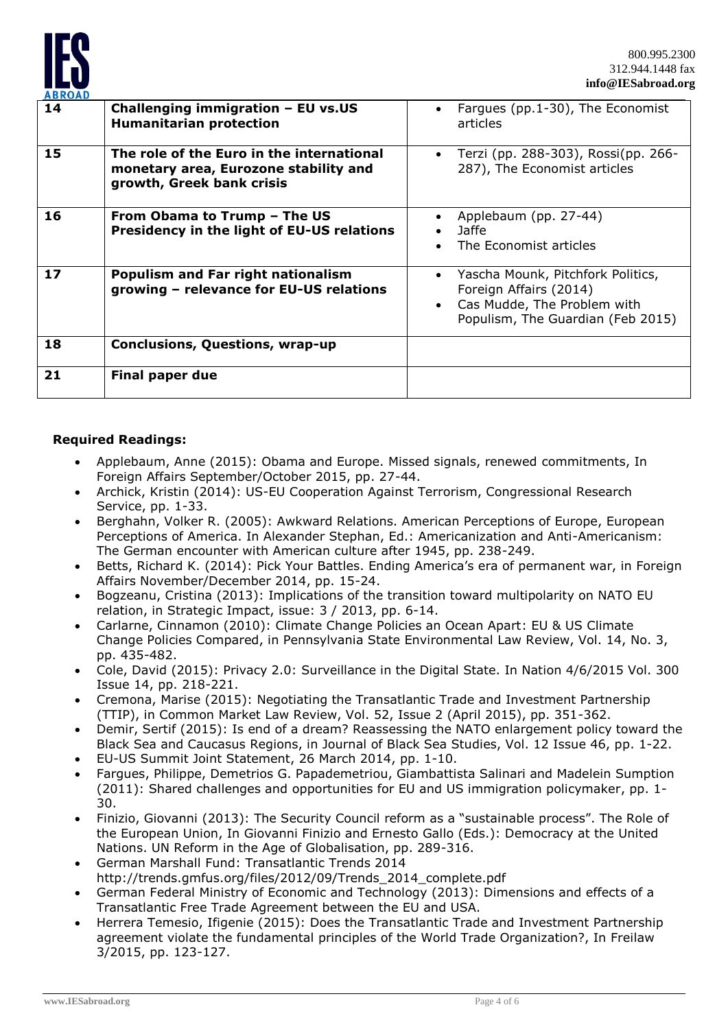| 14 | **Challenging immigration – EU vs.US Humanitarian protection** | • Fargues (pp.1-30), The Economist articles |
|---|---|---|
| 15 | **The role of the Euro in the international monetary area, Eurozone stability and growth, Greek bank crisis** | • Terzi (pp. 288-303), Rossi(pp. 266-287), The Economist articles |
| 16 | **From Obama to Trump – The US Presidency in the light of EU-US relations** | • Applebaum (pp. 27-44)<br>• Jaffe<br>• The Economist articles |
| 17 | **Populism and Far right nationalism growing – relevance for EU-US relations** | • Yascha Mounk, Pitchfork Politics, Foreign Affairs (2014)<br>• Cas Mudde, The Problem with Populism, The Guardian (Feb 2015) |
| 18 | **Conclusions, Questions, wrap-up** | |
| 21 | **Final paper due** | |

**Required Readings:**

- Applebaum, Anne (2015): Obama and Europe. Missed signals, renewed commitments, In Foreign Affairs September/October 2015, pp. 27-44.
- Archick, Kristin (2014): US-EU Cooperation Against Terrorism, Congressional Research Service, pp. 1-33.
- Berghahn, Volker R. (2005): Awkward Relations. American Perceptions of Europe, European Perceptions of America. In Alexander Stephan, Ed.: Americanization and Anti-Americanism: The German encounter with American culture after 1945, pp. 238-249.
- Betts, Richard K. (2014): Pick Your Battles. Ending America's era of permanent war, in Foreign Affairs November/December 2014, pp. 15-24.
- Bogzeanu, Cristina (2013): Implications of the transition toward multipolarity on NATO EU relation, in Strategic Impact, issue: 3 / 2013, pp. 6-14.
- Carlarne, Cinnamon (2010): Climate Change Policies an Ocean Apart: EU & US Climate Change Policies Compared, in Pennsylvania State Environmental Law Review, Vol. 14, No. 3, pp. 435-482.
- Cole, David (2015): Privacy 2.0: Surveillance in the Digital State. In Nation 4/6/2015 Vol. 300 Issue 14, pp. 218-221.
- Cremona, Marise (2015): Negotiating the Transatlantic Trade and Investment Partnership (TTIP), in Common Market Law Review, Vol. 52, Issue 2 (April 2015), pp. 351-362.
- Demir, Sertif (2015): Is end of a dream? Reassessing the NATO enlargement policy toward the Black Sea and Caucasus Regions, in Journal of Black Sea Studies, Vol. 12 Issue 46, pp. 1-22.
- EU-US Summit Joint Statement, 26 March 2014, pp. 1-10.
- Fargues, Philippe, Demetrios G. Papademetriou, Giambattista Salinari and Madelein Sumption (2011): Shared challenges and opportunities for EU and US immigration policymaker, pp. 1-30.
- Finizio, Giovanni (2013): The Security Council reform as a "sustainable process". The Role of the European Union, In Giovanni Finizio and Ernesto Gallo (Eds.): Democracy at the United Nations. UN Reform in the Age of Globalisation, pp. 289-316.
- German Marshall Fund: Transatlantic Trends 2014 http://trends.gmfus.org/files/2012/09/Trends_2014_complete.pdf
- German Federal Ministry of Economic and Technology (2013): Dimensions and effects of a Transatlantic Free Trade Agreement between the EU and USA.
- Herrera Temesio, Ifigenie (2015): Does the Transatlantic Trade and Investment Partnership agreement violate the fundamental principles of the World Trade Organization?, In Freilaw 3/2015, pp. 123-127.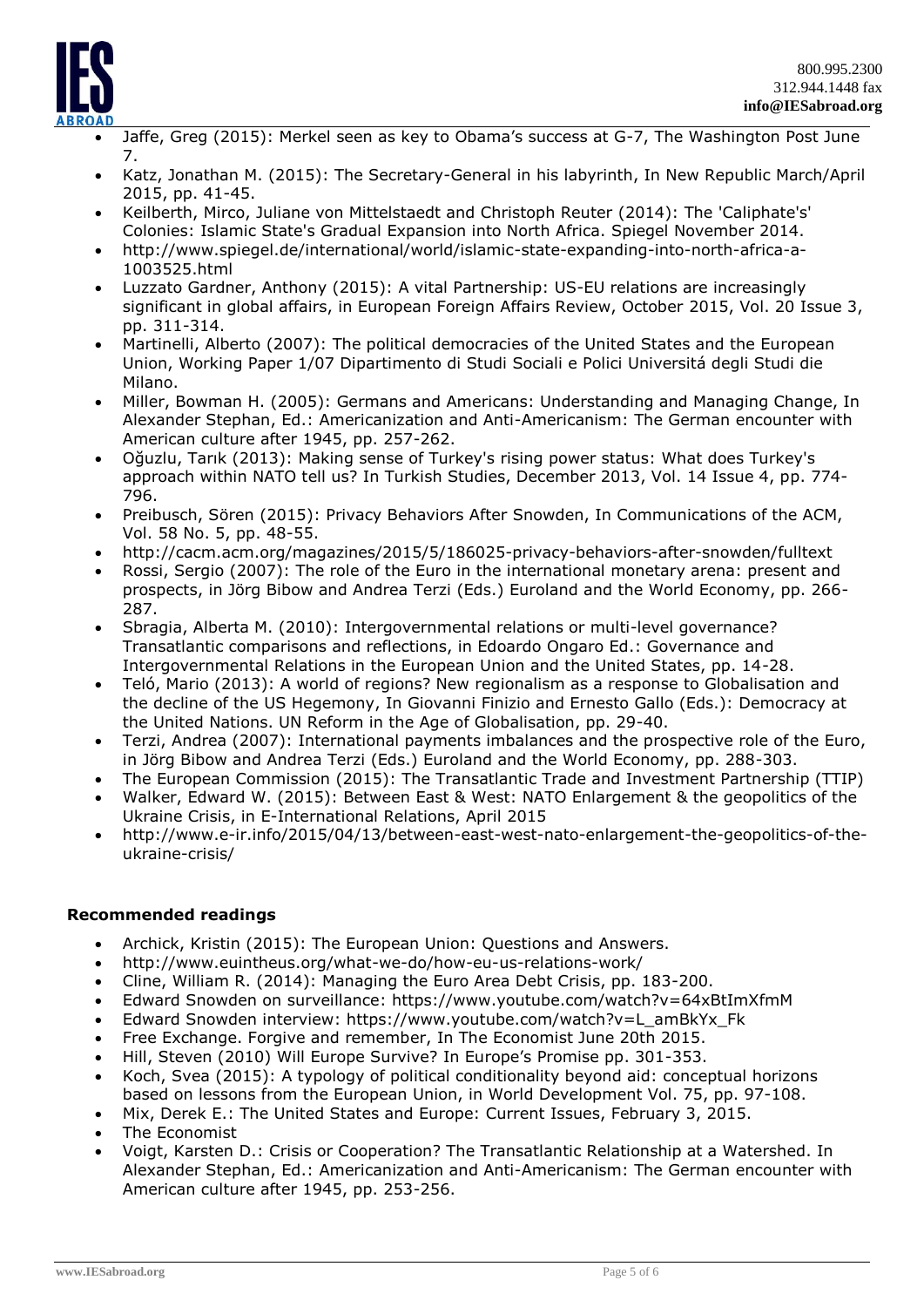- Jaffe, Greg (2015): Merkel seen as key to Obama's success at G-7, The Washington Post June 7.
- Katz, Jonathan M. (2015): The Secretary-General in his labyrinth, In New Republic March/April 2015, pp. 41-45.
- Keilberth, Mirco, Juliane von Mittelstaedt and Christoph Reuter (2014): The 'Caliphate's' Colonies: Islamic State's Gradual Expansion into North Africa. Spiegel November 2014.
- http://www.spiegel.de/international/world/islamic-state-expanding-into-north-africa-a-1003525.html
- Luzzato Gardner, Anthony (2015): A vital Partnership: US-EU relations are increasingly significant in global affairs, in European Foreign Affairs Review, October 2015, Vol. 20 Issue 3, pp. 311-314.
- Martinelli, Alberto (2007): The political democracies of the United States and the European Union, Working Paper 1/07 Dipartimento di Studi Sociali e Polici Universitá degli Studi die Milano.
- Miller, Bowman H. (2005): Germans and Americans: Understanding and Managing Change, In Alexander Stephan, Ed.: Americanization and Anti-Americanism: The German encounter with American culture after 1945, pp. 257-262.
- Oğuzlu, Tarık (2013): Making sense of Turkey's rising power status: What does Turkey's approach within NATO tell us? In Turkish Studies, December 2013, Vol. 14 Issue 4, pp. 774-796.
- Preibusch, Sören (2015): Privacy Behaviors After Snowden, In Communications of the ACM, Vol. 58 No. 5, pp. 48-55.
- http://cacm.acm.org/magazines/2015/5/186025-privacy-behaviors-after-snowden/fulltext
- Rossi, Sergio (2007): The role of the Euro in the international monetary arena: present and prospects, in Jörg Bibow and Andrea Terzi (Eds.) Euroland and the World Economy, pp. 266-287.
- Sbragia, Alberta M. (2010): Intergovernmental relations or multi-level governance? Transatlantic comparisons and reflections, in Edoardo Ongaro Ed.: Governance and Intergovernmental Relations in the European Union and the United States, pp. 14-28.
- Teló, Mario (2013): A world of regions? New regionalism as a response to Globalisation and the decline of the US Hegemony, In Giovanni Finizio and Ernesto Gallo (Eds.): Democracy at the United Nations. UN Reform in the Age of Globalisation, pp. 29-40.
- Terzi, Andrea (2007): International payments imbalances and the prospective role of the Euro, in Jörg Bibow and Andrea Terzi (Eds.) Euroland and the World Economy, pp. 288-303.
- The European Commission (2015): The Transatlantic Trade and Investment Partnership (TTIP)
- Walker, Edward W. (2015): Between East & West: NATO Enlargement & the geopolitics of the Ukraine Crisis, in E-International Relations, April 2015
- http://www.e-ir.info/2015/04/13/between-east-west-nato-enlargement-the-geopolitics-of-the-ukraine-crisis/

### Recommended readings

- Archick, Kristin (2015): The European Union: Questions and Answers.
- http://www.euintheus.org/what-we-do/how-eu-us-relations-work/
- Cline, William R. (2014): Managing the Euro Area Debt Crisis, pp. 183-200.
- Edward Snowden on surveillance: https://www.youtube.com/watch?v=64xBtImXfmM
- Edward Snowden interview: https://www.youtube.com/watch?v=L_amBkYx_Fk
- Free Exchange. Forgive and remember, In The Economist June 20th 2015.
- Hill, Steven (2010) Will Europe Survive? In Europe's Promise pp. 301-353.
- Koch, Svea (2015): A typology of political conditionality beyond aid: conceptual horizons based on lessons from the European Union, in World Development Vol. 75, pp. 97-108.
- Mix, Derek E.: The United States and Europe: Current Issues, February 3, 2015.
- The Economist
- Voigt, Karsten D.: Crisis or Cooperation? The Transatlantic Relationship at a Watershed. In Alexander Stephan, Ed.: Americanization and Anti-Americanism: The German encounter with American culture after 1945, pp. 253-256.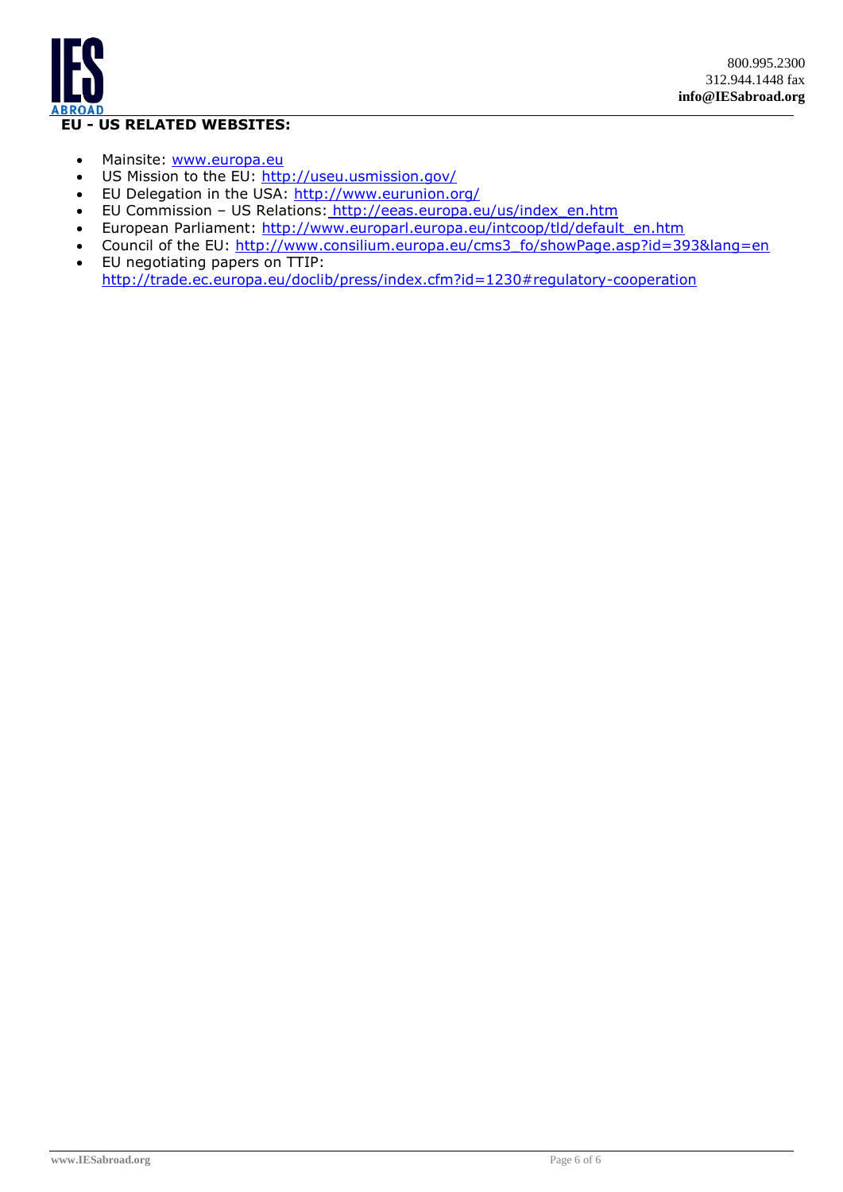## EU - US RELATED WEBSITES:

- Mainsite: www.europa.eu
- US Mission to the EU: http://useu.usmission.gov/
- EU Delegation in the USA: http://www.eurunion.org/
- EU Commission – US Relations: http://eeas.europa.eu/us/index_en.htm
- European Parliament: http://www.europarl.europa.eu/intcoop/tld/default_en.htm
- Council of the EU: http://www.consilium.europa.eu/cms3_fo/showPage.asp?id=393&lang=en
- EU negotiating papers on TTIP: http://trade.ec.europa.eu/doclib/press/index.cfm?id=1230#regulatory-cooperation